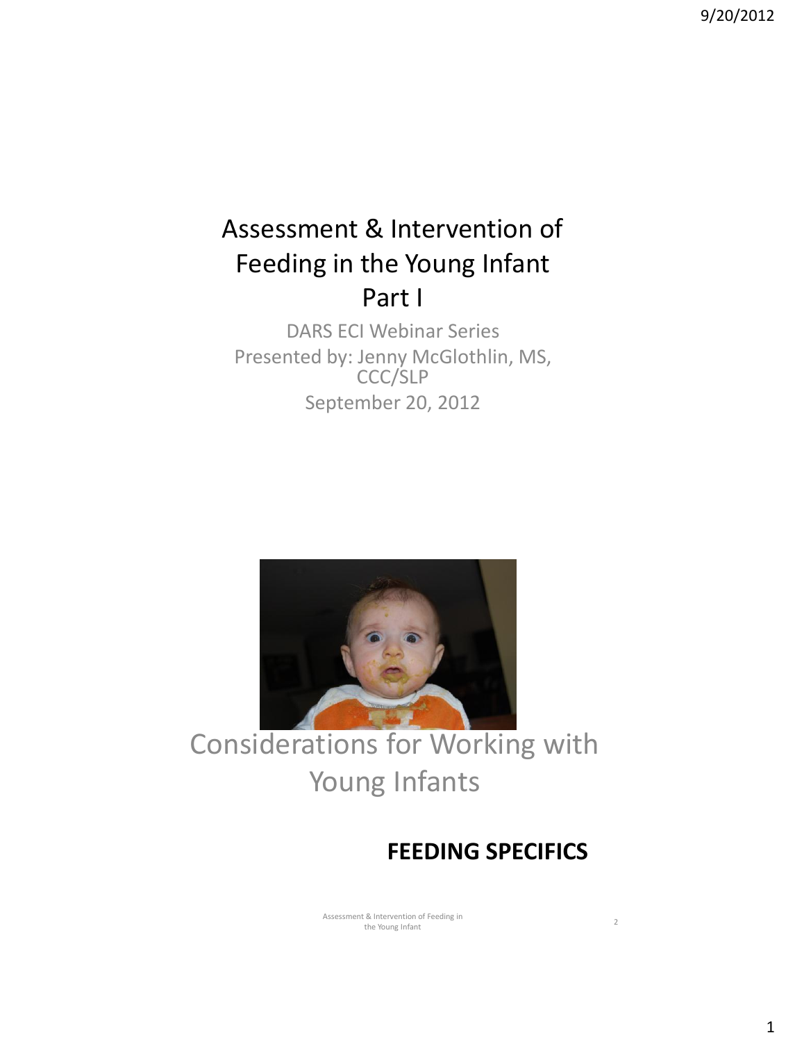# Assessment & Intervention of Feeding in the Young Infant Part I

DARS ECI Webinar Series

Presented by: Jenny McGlothlin, MS, CCC/SLP

September 20, 2012

## Considerations for Working with Young Infants

**FEEDING SPECIFICS**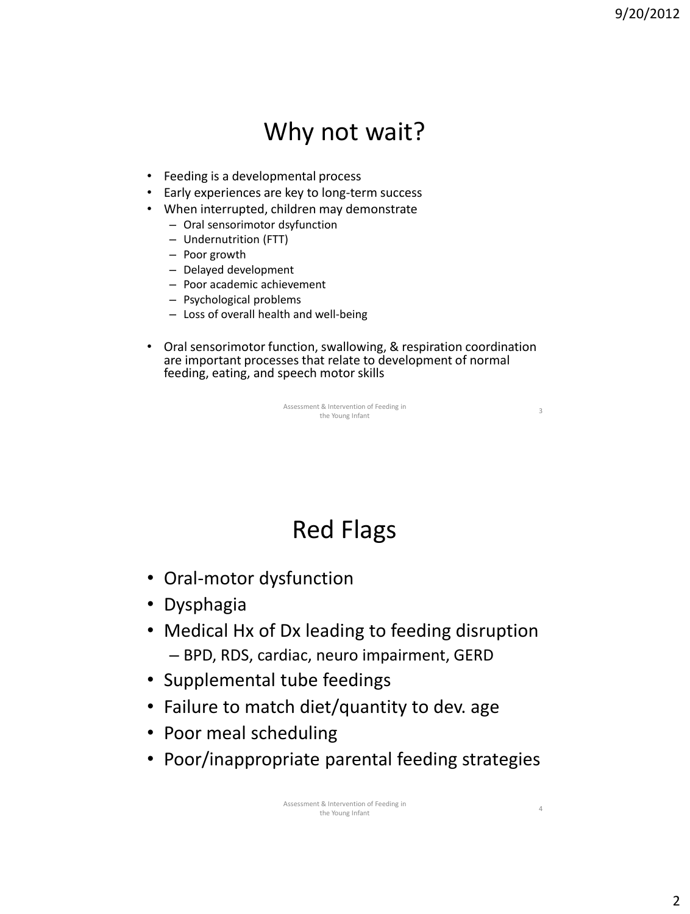# Why not wait?

- Feeding is a developmental process
- Early experiences are key to long-term success
- When interrupted, children may demonstrate
  - Oral sensorimotor dsyfunction
  - Undernutrition (FTT)
  - Poor growth
  - Delayed development
  - Poor academic achievement
  - Psychological problems
  - Loss of overall health and well-being
- Oral sensorimotor function, swallowing, & respiration coordination are important processes that relate to development of normal feeding, eating, and speech motor skills

# Red Flags

- Oral-motor dysfunction
- Dysphagia
- Medical Hx of Dx leading to feeding disruption
  - BPD, RDS, cardiac, neuro impairment, GERD
- Supplemental tube feedings
- Failure to match diet/quantity to dev. age
- Poor meal scheduling
- Poor/inappropriate parental feeding strategies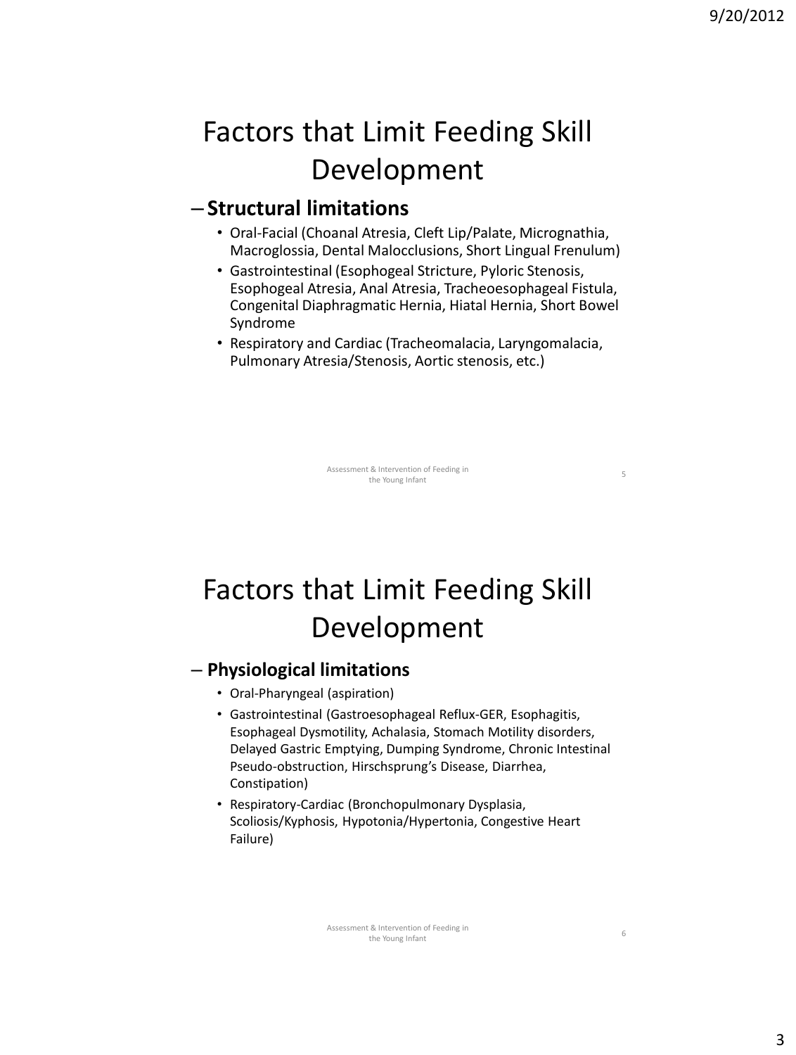# Factors that Limit Feeding Skill Development

– **Structural limitations**

- Oral-Facial (Choanal Atresia, Cleft Lip/Palate, Micrognathia, Macroglossia, Dental Malocclusions, Short Lingual Frenulum)
- Gastrointestinal (Esophogeal Stricture, Pyloric Stenosis, Esophogeal Atresia, Anal Atresia, Tracheoesophageal Fistula, Congenital Diaphragmatic Hernia, Hiatal Hernia, Short Bowel Syndrome
- Respiratory and Cardiac (Tracheomalacia, Laryngomalacia, Pulmonary Atresia/Stenosis, Aortic stenosis, etc.)

# Factors that Limit Feeding Skill Development

– **Physiological limitations**

- Oral-Pharyngeal (aspiration)
- Gastrointestinal (Gastroesophageal Reflux-GER, Esophagitis, Esophageal Dysmotility, Achalasia, Stomach Motility disorders, Delayed Gastric Emptying, Dumping Syndrome, Chronic Intestinal Pseudo-obstruction, Hirschsprung's Disease, Diarrhea, Constipation)
- Respiratory-Cardiac (Bronchopulmonary Dysplasia, Scoliosis/Kyphosis, Hypotonia/Hypertonia, Congestive Heart Failure)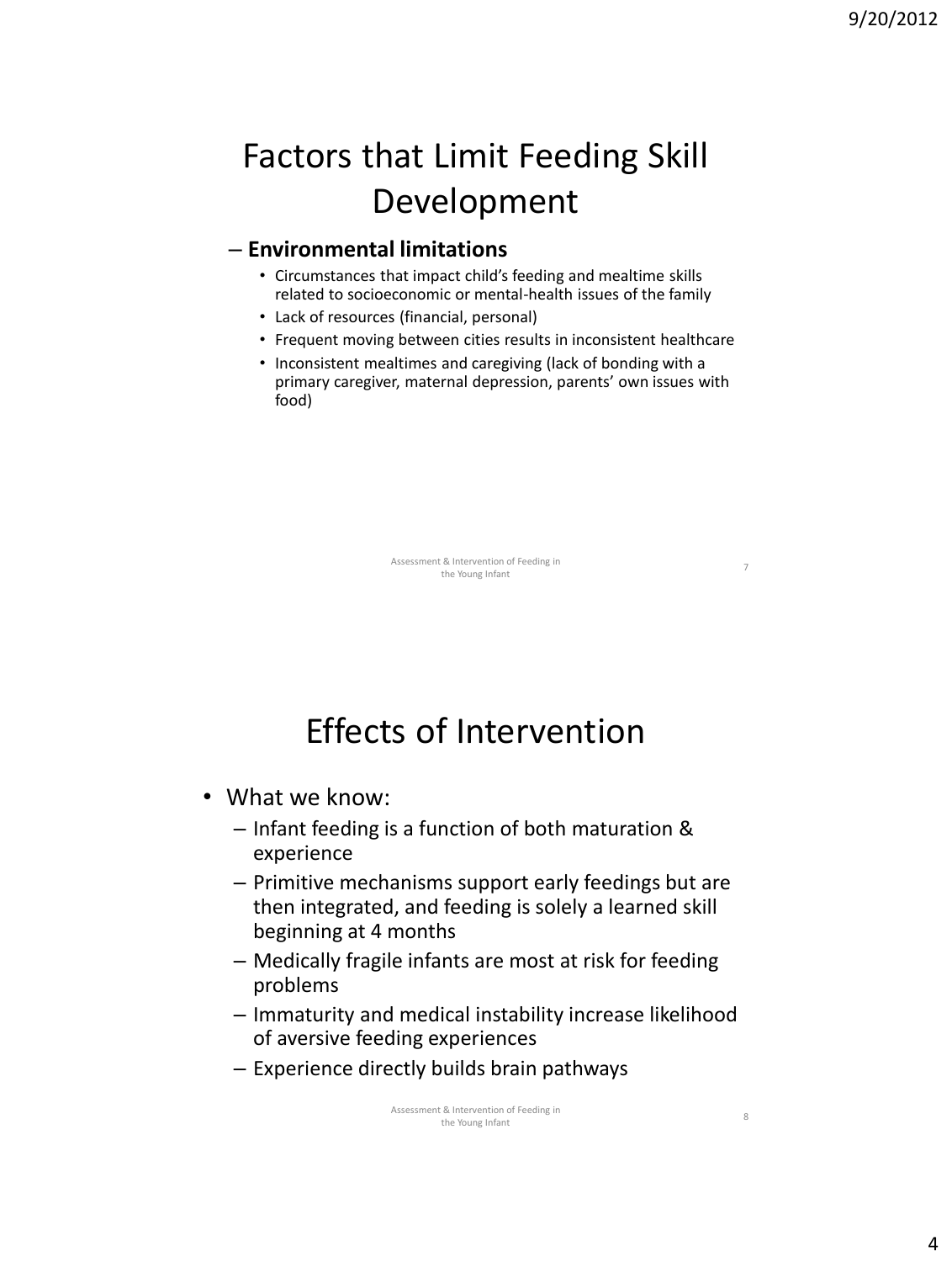# Factors that Limit Feeding Skill Development

- **Environmental limitations**
  - Circumstances that impact child's feeding and mealtime skills related to socioeconomic or mental-health issues of the family
  - Lack of resources (financial, personal)
  - Frequent moving between cities results in inconsistent healthcare
  - Inconsistent mealtimes and caregiving (lack of bonding with a primary caregiver, maternal depression, parents' own issues with food)

# Effects of Intervention

- What we know:
  - Infant feeding is a function of both maturation & experience
  - Primitive mechanisms support early feedings but are then integrated, and feeding is solely a learned skill beginning at 4 months
  - Medically fragile infants are most at risk for feeding problems
  - Immaturity and medical instability increase likelihood of aversive feeding experiences
  - Experience directly builds brain pathways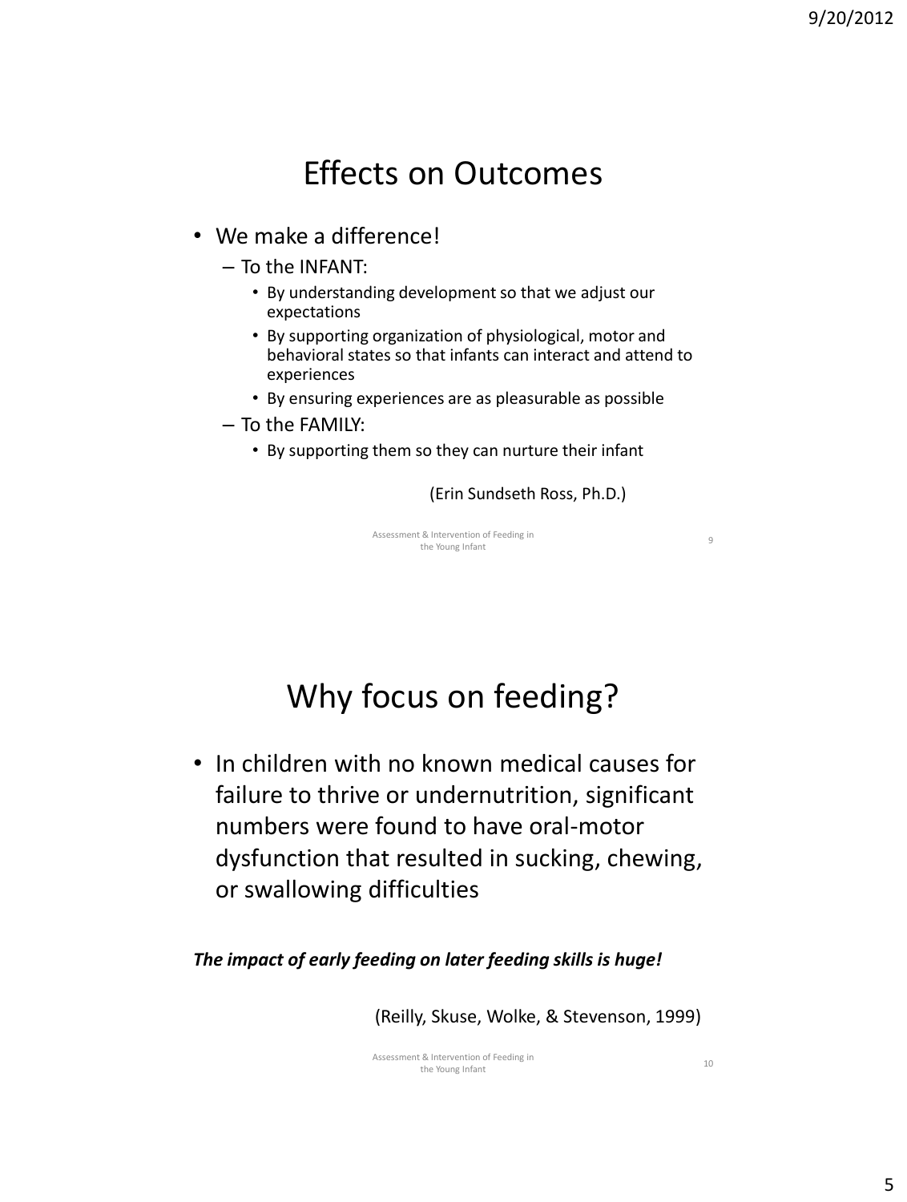## Effects on Outcomes

- We make a difference!
  - To the INFANT:
    - By understanding development so that we adjust our expectations
    - By supporting organization of physiological, motor and behavioral states so that infants can interact and attend to experiences
    - By ensuring experiences are as pleasurable as possible
  - To the FAMILY:
    - By supporting them so they can nurture their infant

(Erin Sundseth Ross, Ph.D.)

## Why focus on feeding?

- In children with no known medical causes for failure to thrive or undernutrition, significant numbers were found to have oral-motor dysfunction that resulted in sucking, chewing, or swallowing difficulties

***The impact of early feeding on later feeding skills is huge!***

(Reilly, Skuse, Wolke, & Stevenson, 1999)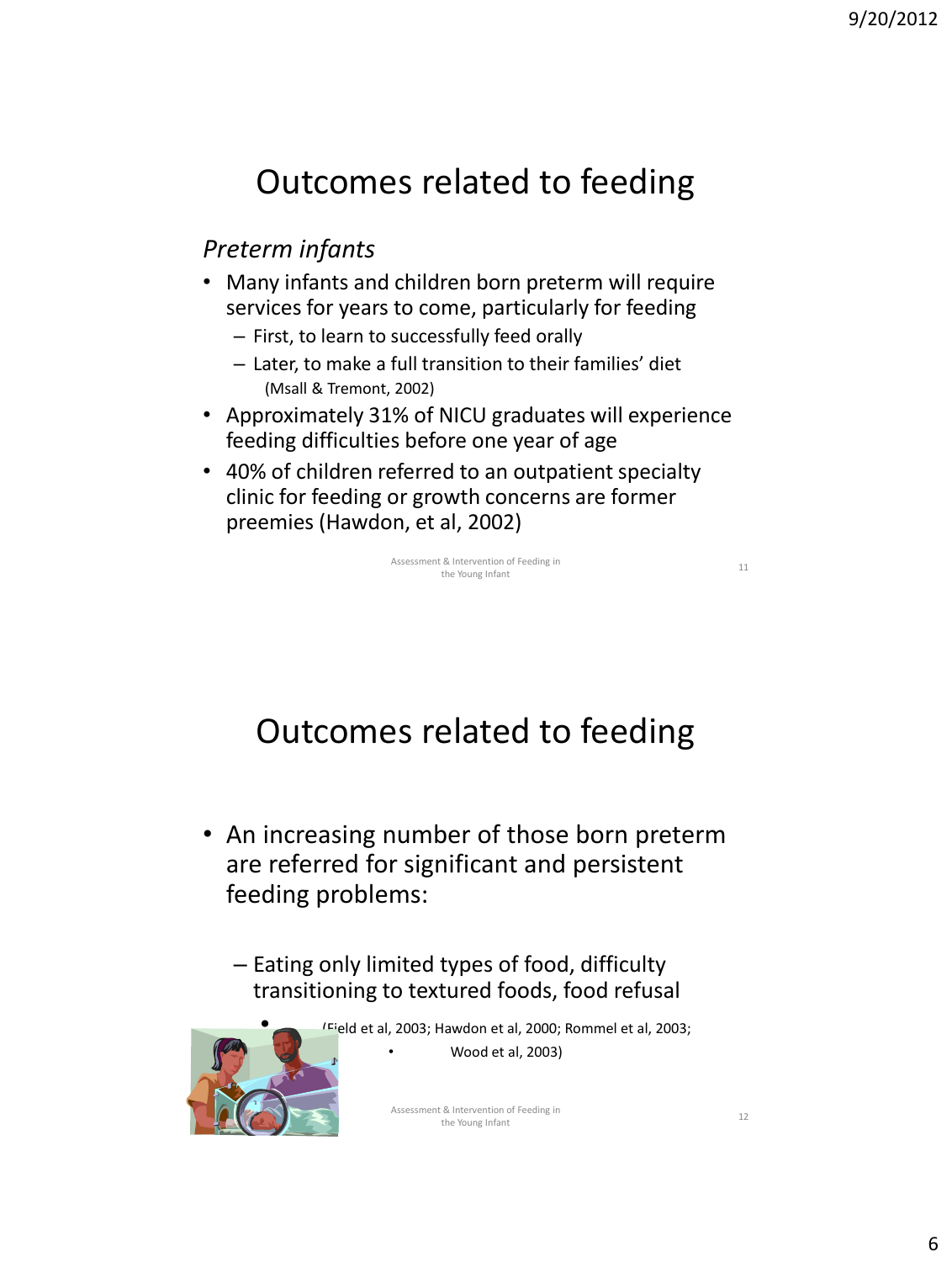# Outcomes related to feeding

*Preterm infants*

- Many infants and children born preterm will require services for years to come, particularly for feeding
  - First, to learn to successfully feed orally
  - Later, to make a full transition to their families' diet
    - (Msall & Tremont, 2002)
- Approximately 31% of NICU graduates will experience feeding difficulties before one year of age
- 40% of children referred to an outpatient specialty clinic for feeding or growth concerns are former preemies (Hawdon, et al, 2002)

# Outcomes related to feeding

- An increasing number of those born preterm are referred for significant and persistent feeding problems:
  - Eating only limited types of food, difficulty transitioning to textured foods, food refusal
    - (Field et al, 2003; Hawdon et al, 2000; Rommel et al, 2003;
    - Wood et al, 2003)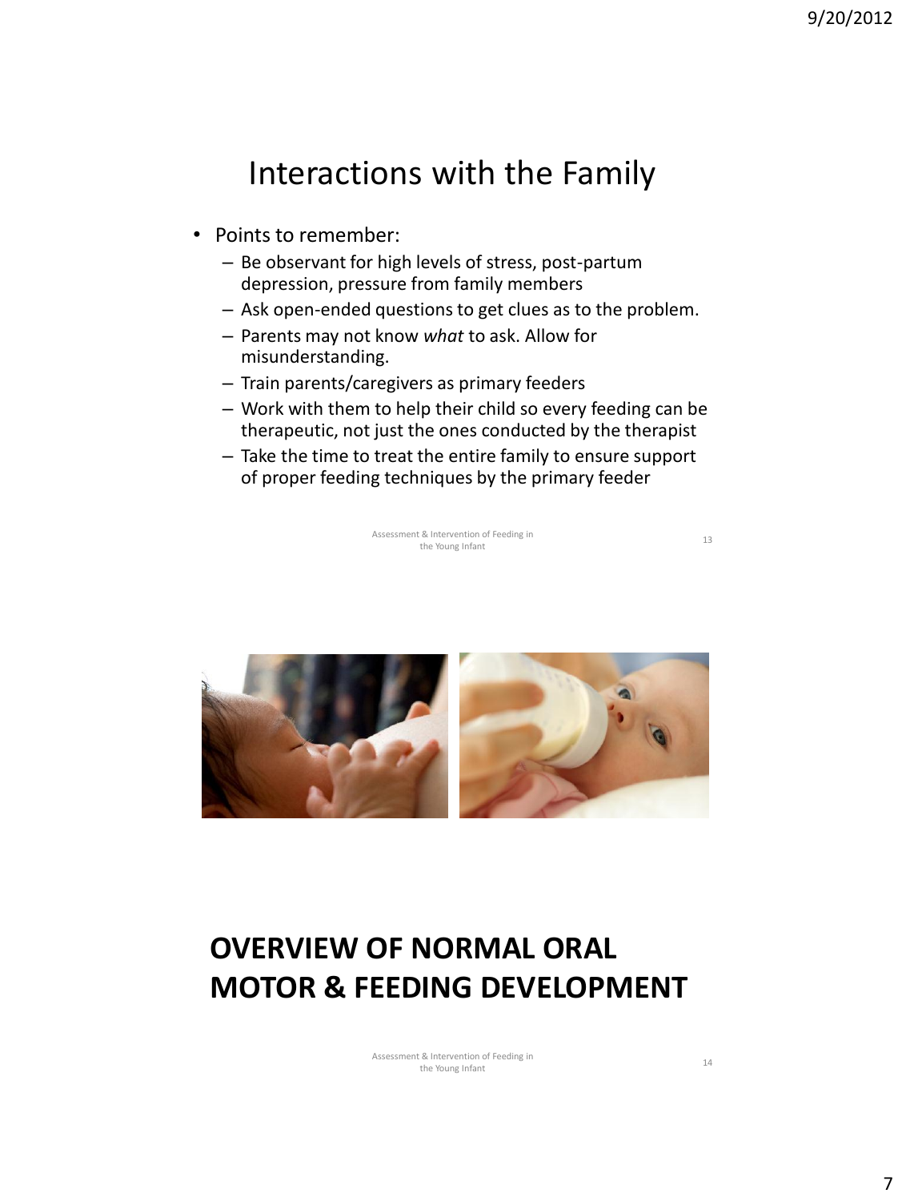# Interactions with the Family

- Points to remember:
  - Be observant for high levels of stress, post-partum depression, pressure from family members
  - Ask open-ended questions to get clues as to the problem.
  - Parents may not know *what* to ask. Allow for misunderstanding.
  - Train parents/caregivers as primary feeders
  - Work with them to help their child so every feeding can be therapeutic, not just the ones conducted by the therapist
  - Take the time to treat the entire family to ensure support of proper feeding techniques by the primary feeder

# OVERVIEW OF NORMAL ORAL MOTOR & FEEDING DEVELOPMENT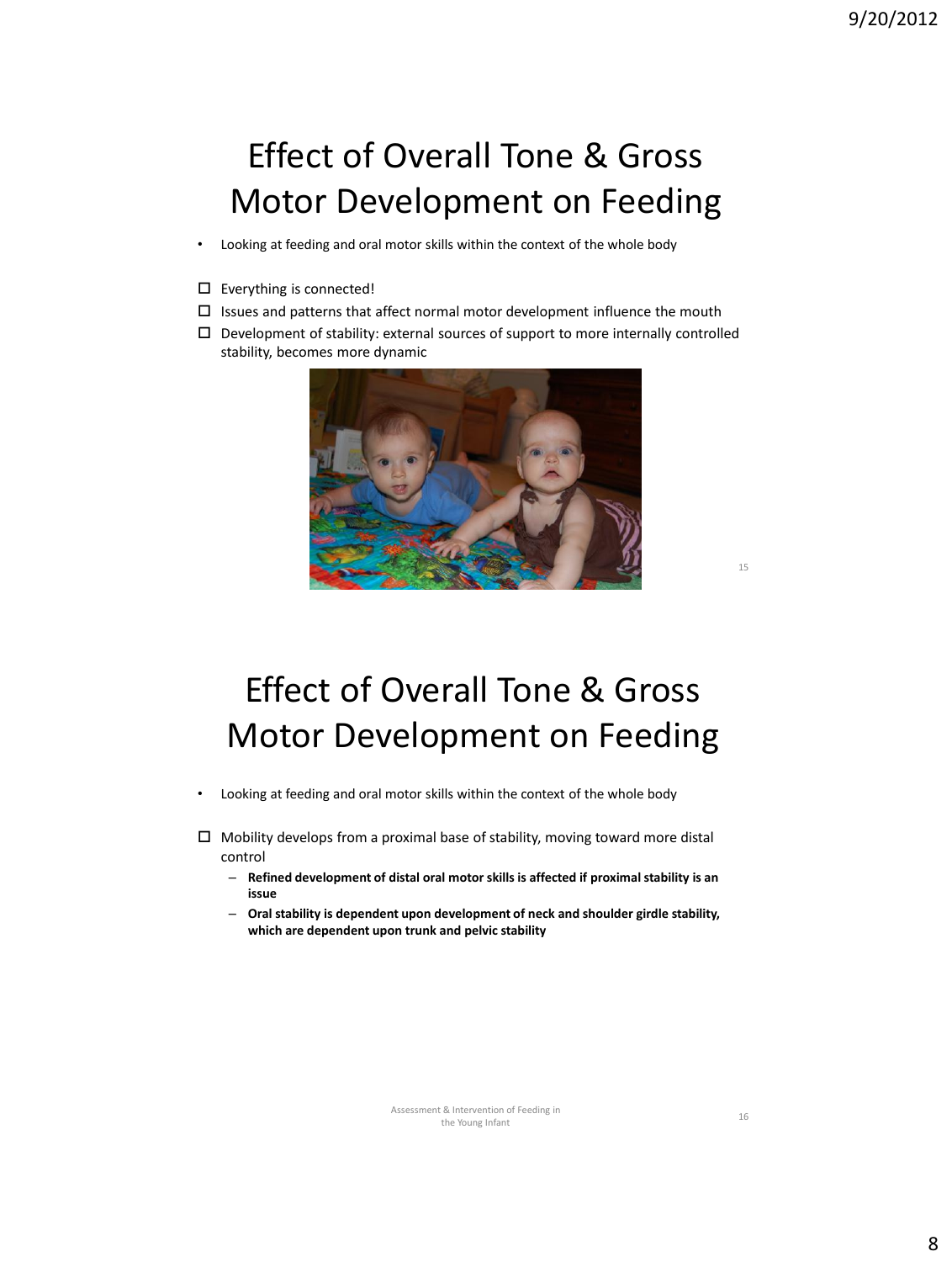# Effect of Overall Tone & Gross Motor Development on Feeding

- Looking at feeding and oral motor skills within the context of the whole body

- ☐ Everything is connected!
- ☐ Issues and patterns that affect normal motor development influence the mouth
- ☐ Development of stability: external sources of support to more internally controlled stability, becomes more dynamic

# Effect of Overall Tone & Gross Motor Development on Feeding

- Looking at feeding and oral motor skills within the context of the whole body

- ☐ Mobility develops from a proximal base of stability, moving toward more distal control
  - **Refined development of distal oral motor skills is affected if proximal stability is an issue**
  - **Oral stability is dependent upon development of neck and shoulder girdle stability, which are dependent upon trunk and pelvic stability**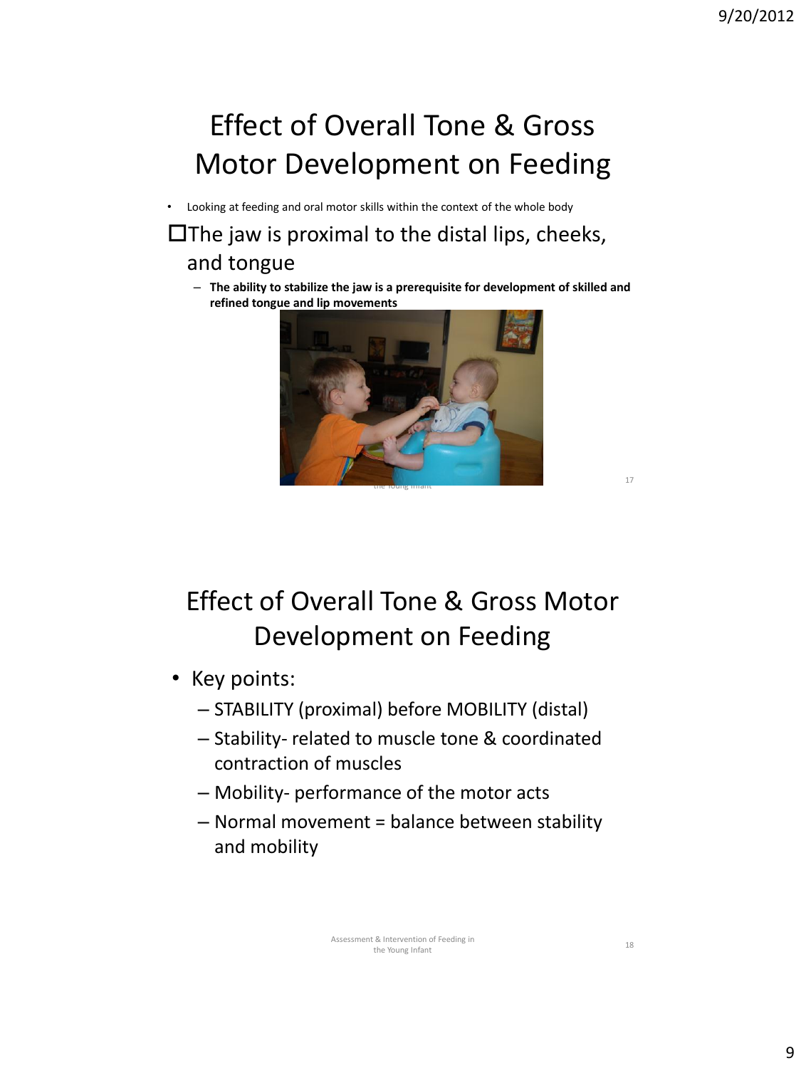# Effect of Overall Tone & Gross Motor Development on Feeding

- Looking at feeding and oral motor skills within the context of the whole body

- The jaw is proximal to the distal lips, cheeks, and tongue
  - **The ability to stabilize the jaw is a prerequisite for development of skilled and refined tongue and lip movements**

# Effect of Overall Tone & Gross Motor Development on Feeding

- Key points:
  - STABILITY (proximal) before MOBILITY (distal)
  - Stability- related to muscle tone & coordinated contraction of muscles
  - Mobility- performance of the motor acts
  - Normal movement = balance between stability and mobility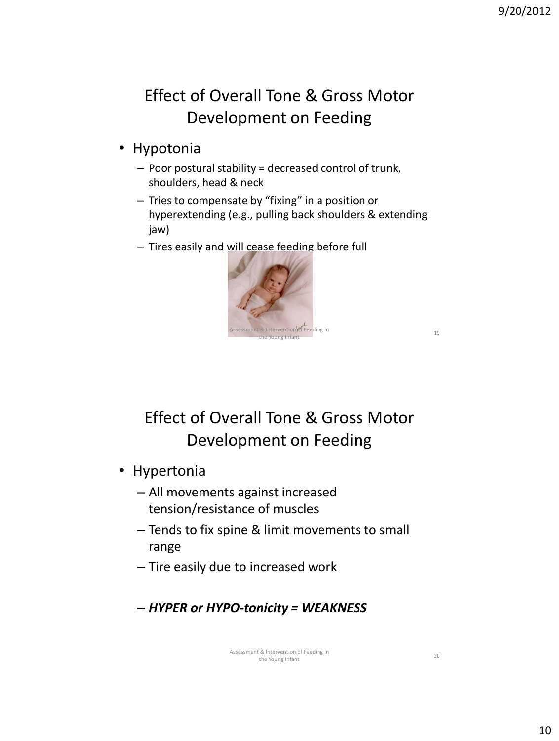## Effect of Overall Tone & Gross Motor Development on Feeding

- Hypotonia
  - Poor postural stability = decreased control of trunk, shoulders, head & neck
  - Tries to compensate by "fixing" in a position or hyperextending (e.g., pulling back shoulders & extending jaw)
  - Tires easily and will cease feeding before full

## Effect of Overall Tone & Gross Motor Development on Feeding

- Hypertonia
  - All movements against increased tension/resistance of muscles
  - Tends to fix spine & limit movements to small range
  - Tire easily due to increased work
  - ***HYPER or HYPO-tonicity = WEAKNESS***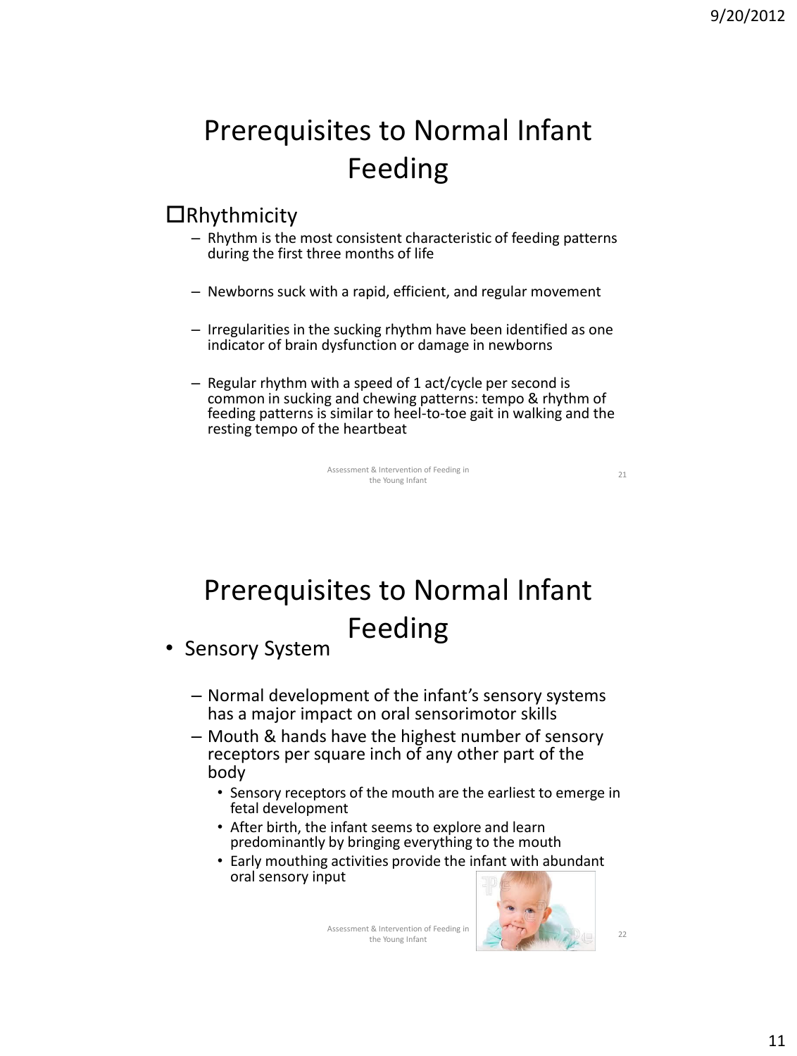# Prerequisites to Normal Infant Feeding

- Rhythmicity
  - Rhythm is the most consistent characteristic of feeding patterns during the first three months of life
  - Newborns suck with a rapid, efficient, and regular movement
  - Irregularities in the sucking rhythm have been identified as one indicator of brain dysfunction or damage in newborns
  - Regular rhythm with a speed of 1 act/cycle per second is common in sucking and chewing patterns: tempo & rhythm of feeding patterns is similar to heel-to-toe gait in walking and the resting tempo of the heartbeat

# Prerequisites to Normal Infant Feeding

- Sensory System
  - Normal development of the infant's sensory systems has a major impact on oral sensorimotor skills
  - Mouth & hands have the highest number of sensory receptors per square inch of any other part of the body
    - Sensory receptors of the mouth are the earliest to emerge in fetal development
    - After birth, the infant seems to explore and learn predominantly by bringing everything to the mouth
    - Early mouthing activities provide the infant with abundant oral sensory input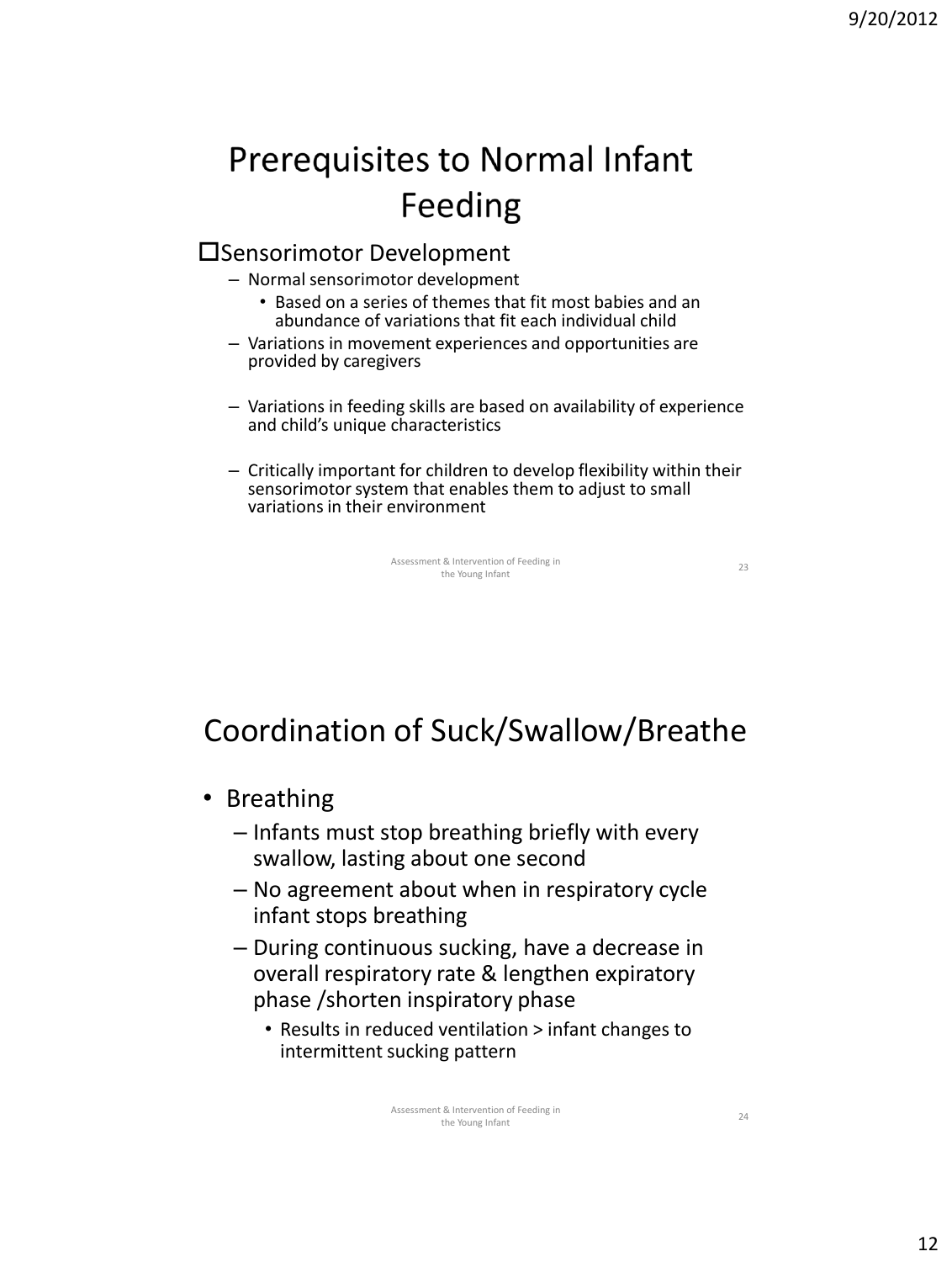# Prerequisites to Normal Infant Feeding

- Sensorimotor Development
  - Normal sensorimotor development
    - Based on a series of themes that fit most babies and an abundance of variations that fit each individual child
  - Variations in movement experiences and opportunities are provided by caregivers
  - Variations in feeding skills are based on availability of experience and child's unique characteristics
  - Critically important for children to develop flexibility within their sensorimotor system that enables them to adjust to small variations in their environment

# Coordination of Suck/Swallow/Breathe

- Breathing
  - Infants must stop breathing briefly with every swallow, lasting about one second
  - No agreement about when in respiratory cycle infant stops breathing
  - During continuous sucking, have a decrease in overall respiratory rate & lengthen expiratory phase /shorten inspiratory phase
    - Results in reduced ventilation > infant changes to intermittent sucking pattern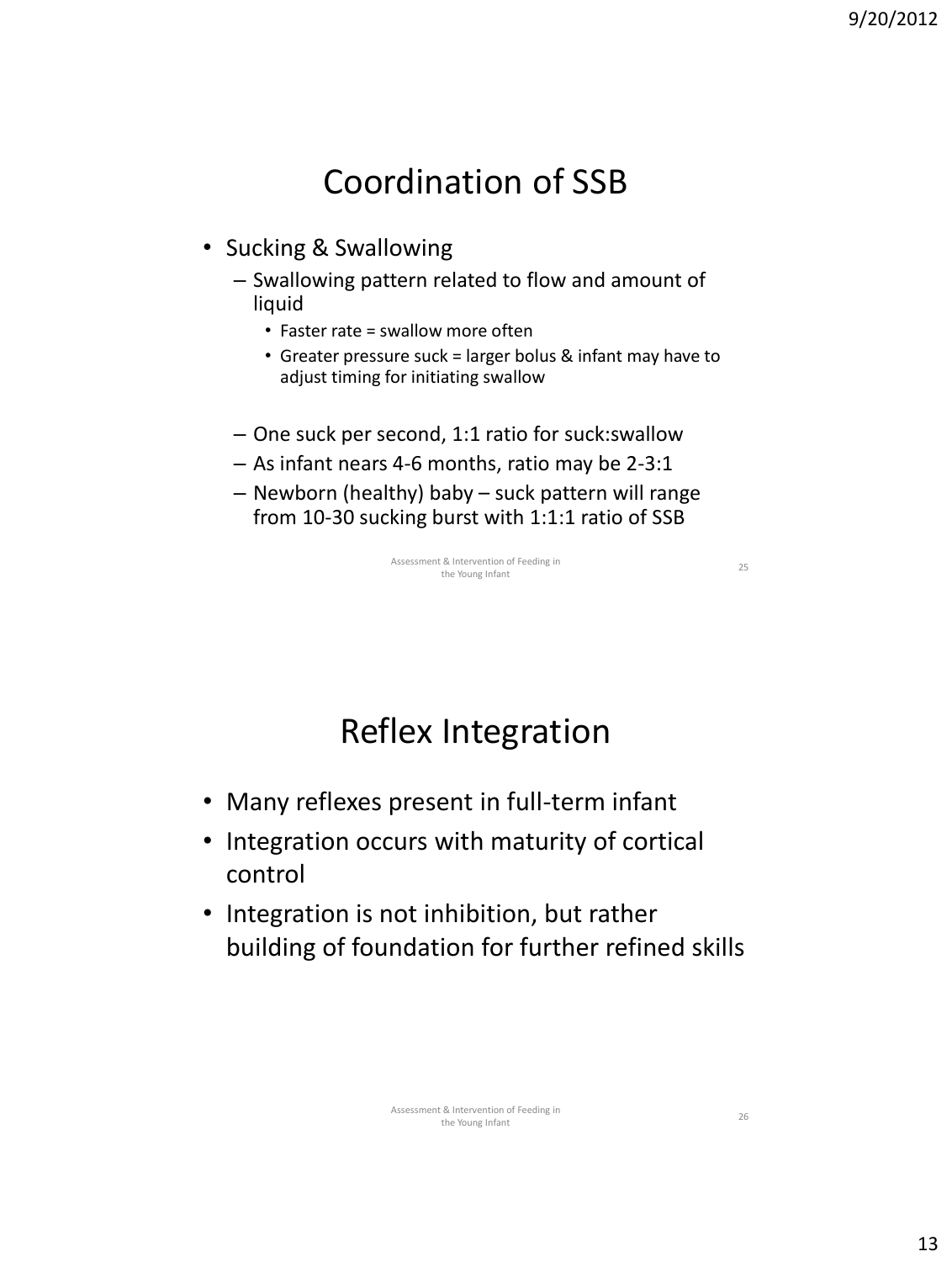## Coordination of SSB

- Sucking & Swallowing
  - Swallowing pattern related to flow and amount of liquid
    - Faster rate = swallow more often
    - Greater pressure suck = larger bolus & infant may have to adjust timing for initiating swallow
  - One suck per second, 1:1 ratio for suck:swallow
  - As infant nears 4-6 months, ratio may be 2-3:1
  - Newborn (healthy) baby – suck pattern will range from 10-30 sucking burst with 1:1:1 ratio of SSB

## Reflex Integration

- Many reflexes present in full-term infant
- Integration occurs with maturity of cortical control
- Integration is not inhibition, but rather building of foundation for further refined skills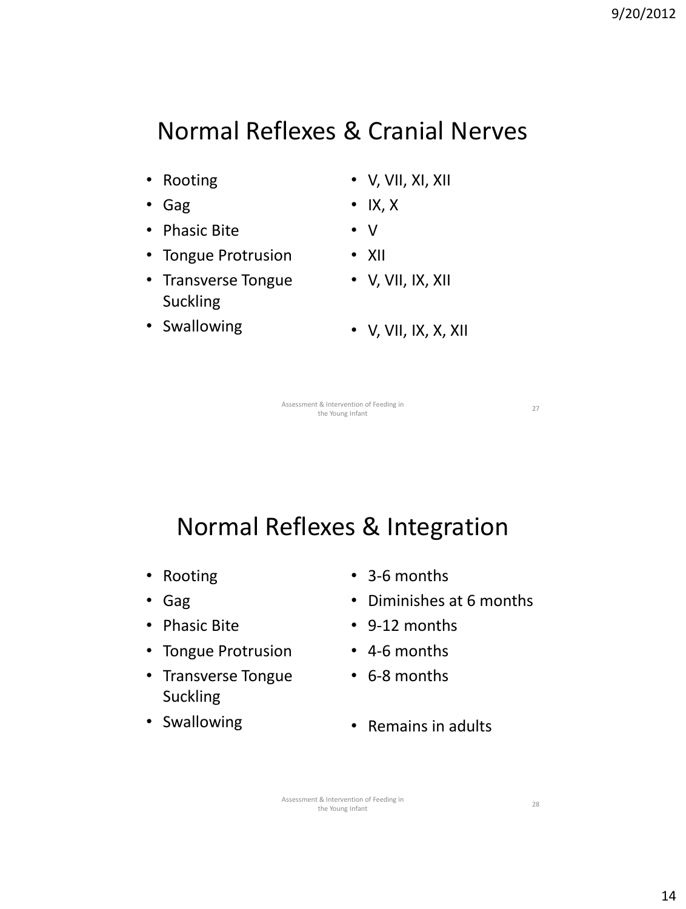## Normal Reflexes & Cranial Nerves

| Reflex | Cranial Nerves |
|---|---|
| Rooting | V, VII, XI, XII |
| Gag | IX, X |
| Phasic Bite | V |
| Tongue Protrusion | XII |
| Transverse Tongue Suckling | V, VII, IX, XII |
| Swallowing | V, VII, IX, X, XII |

## Normal Reflexes & Integration

| Reflex | Integration |
|---|---|
| Rooting | 3-6 months |
| Gag | Diminishes at 6 months |
| Phasic Bite | 9-12 months |
| Tongue Protrusion | 4-6 months |
| Transverse Tongue Suckling | 6-8 months |
| Swallowing | Remains in adults |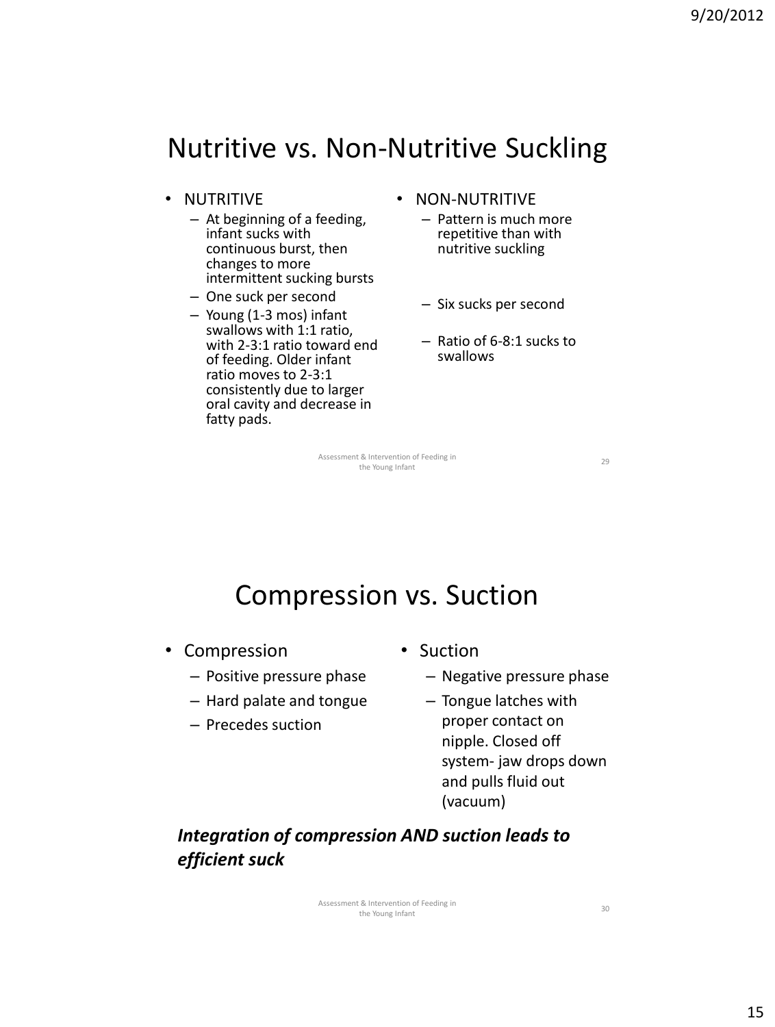# Nutritive vs. Non-Nutritive Suckling

- NUTRITIVE
  - At beginning of a feeding, infant sucks with continuous burst, then changes to more intermittent sucking bursts
  - One suck per second
  - Young (1-3 mos) infant swallows with 1:1 ratio, with 2-3:1 ratio toward end of feeding. Older infant ratio moves to 2-3:1 consistently due to larger oral cavity and decrease in fatty pads.
- NON-NUTRITIVE
  - Pattern is much more repetitive than with nutritive suckling
  - Six sucks per second
  - Ratio of 6-8:1 sucks to swallows

# Compression vs. Suction

- Compression
  - Positive pressure phase
  - Hard palate and tongue
  - Precedes suction
- Suction
  - Negative pressure phase
  - Tongue latches with proper contact on nipple. Closed off system- jaw drops down and pulls fluid out (vacuum)

***Integration of compression AND suction leads to efficient suck***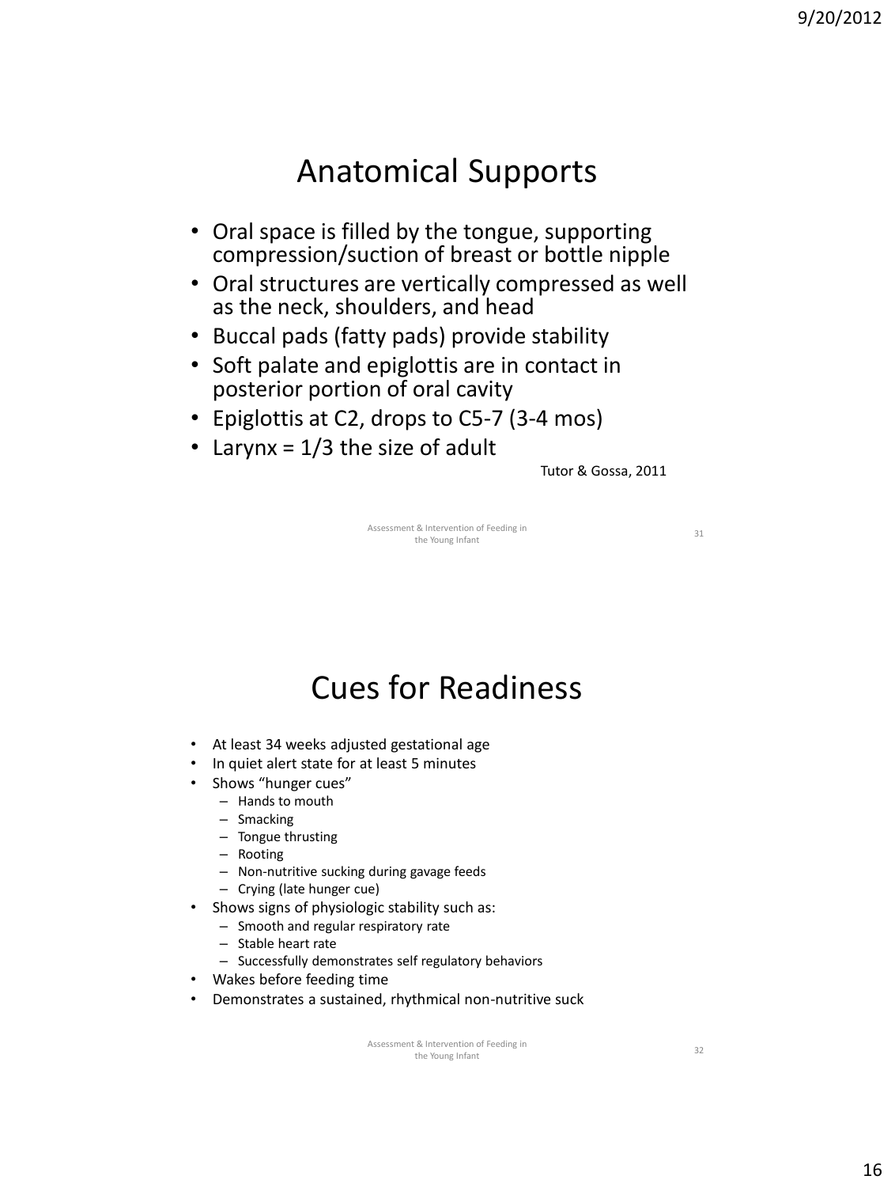# Anatomical Supports

- Oral space is filled by the tongue, supporting compression/suction of breast or bottle nipple
- Oral structures are vertically compressed as well as the neck, shoulders, and head
- Buccal pads (fatty pads) provide stability
- Soft palate and epiglottis are in contact in posterior portion of oral cavity
- Epiglottis at C2, drops to C5-7 (3-4 mos)
- Larynx = 1/3 the size of adult

Tutor & Gossa, 2011

# Cues for Readiness

- At least 34 weeks adjusted gestational age
- In quiet alert state for at least 5 minutes
- Shows "hunger cues"
  - Hands to mouth
  - Smacking
  - Tongue thrusting
  - Rooting
  - Non-nutritive sucking during gavage feeds
  - Crying (late hunger cue)
- Shows signs of physiologic stability such as:
  - Smooth and regular respiratory rate
  - Stable heart rate
  - Successfully demonstrates self regulatory behaviors
- Wakes before feeding time
- Demonstrates a sustained, rhythmical non-nutritive suck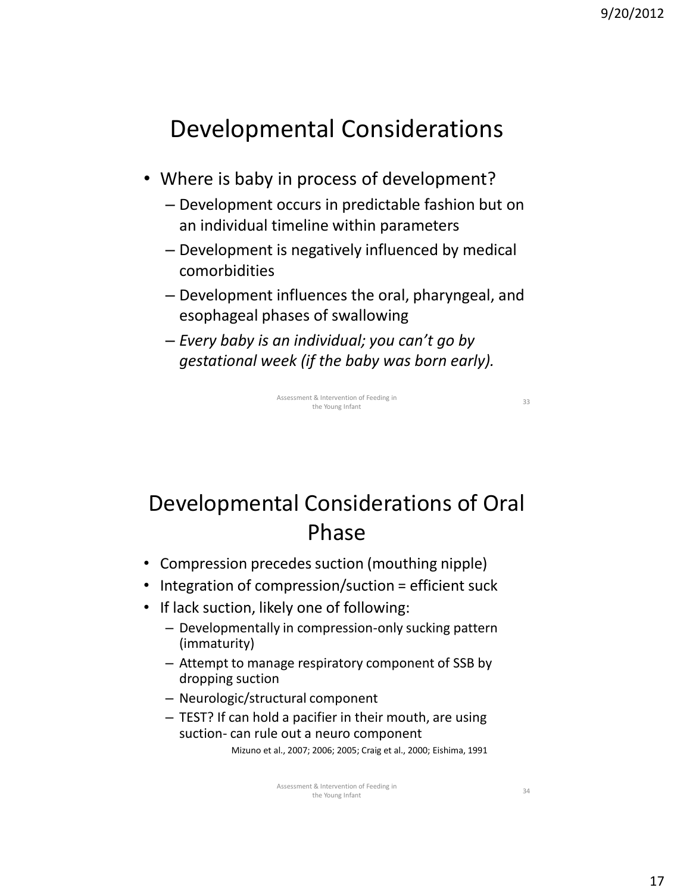# Developmental Considerations

- Where is baby in process of development?
  - Development occurs in predictable fashion but on an individual timeline within parameters
  - Development is negatively influenced by medical comorbidities
  - Development influences the oral, pharyngeal, and esophageal phases of swallowing
  - *Every baby is an individual; you can't go by gestational week (if the baby was born early).*

# Developmental Considerations of Oral Phase

- Compression precedes suction (mouthing nipple)
- Integration of compression/suction = efficient suck
- If lack suction, likely one of following:
  - Developmentally in compression-only sucking pattern (immaturity)
  - Attempt to manage respiratory component of SSB by dropping suction
  - Neurologic/structural component
  - TEST? If can hold a pacifier in their mouth, are using suction- can rule out a neuro component

Mizuno et al., 2007; 2006; 2005; Craig et al., 2000; Eishima, 1991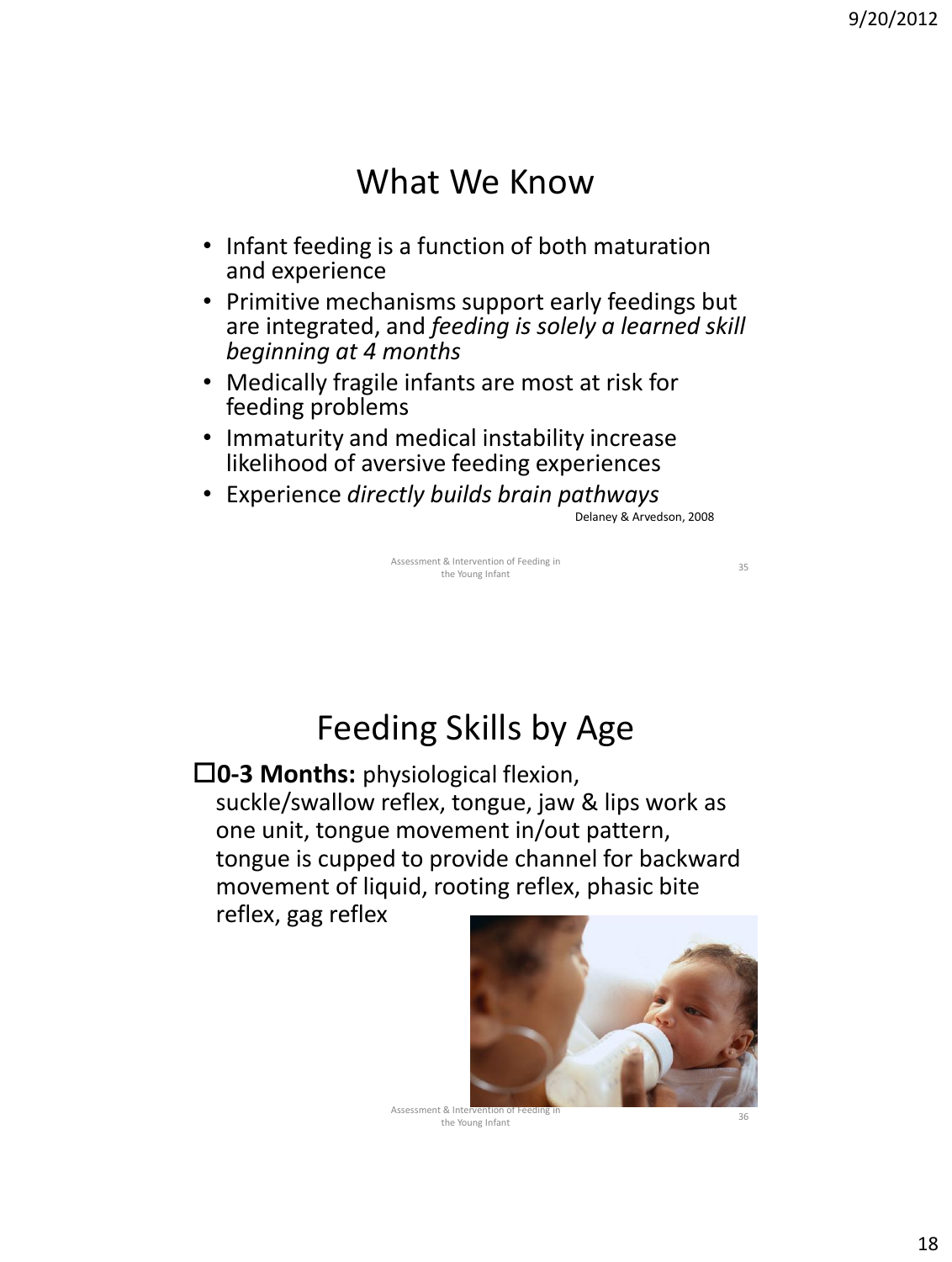## What We Know

- Infant feeding is a function of both maturation and experience
- Primitive mechanisms support early feedings but are integrated, and *feeding is solely a learned skill beginning at 4 months*
- Medically fragile infants are most at risk for feeding problems
- Immaturity and medical instability increase likelihood of aversive feeding experiences
- Experience *directly builds brain pathways*

Delaney & Arvedson, 2008

## Feeding Skills by Age

- **0-3 Months:** physiological flexion, suckle/swallow reflex, tongue, jaw & lips work as one unit, tongue movement in/out pattern, tongue is cupped to provide channel for backward movement of liquid, rooting reflex, phasic bite reflex, gag reflex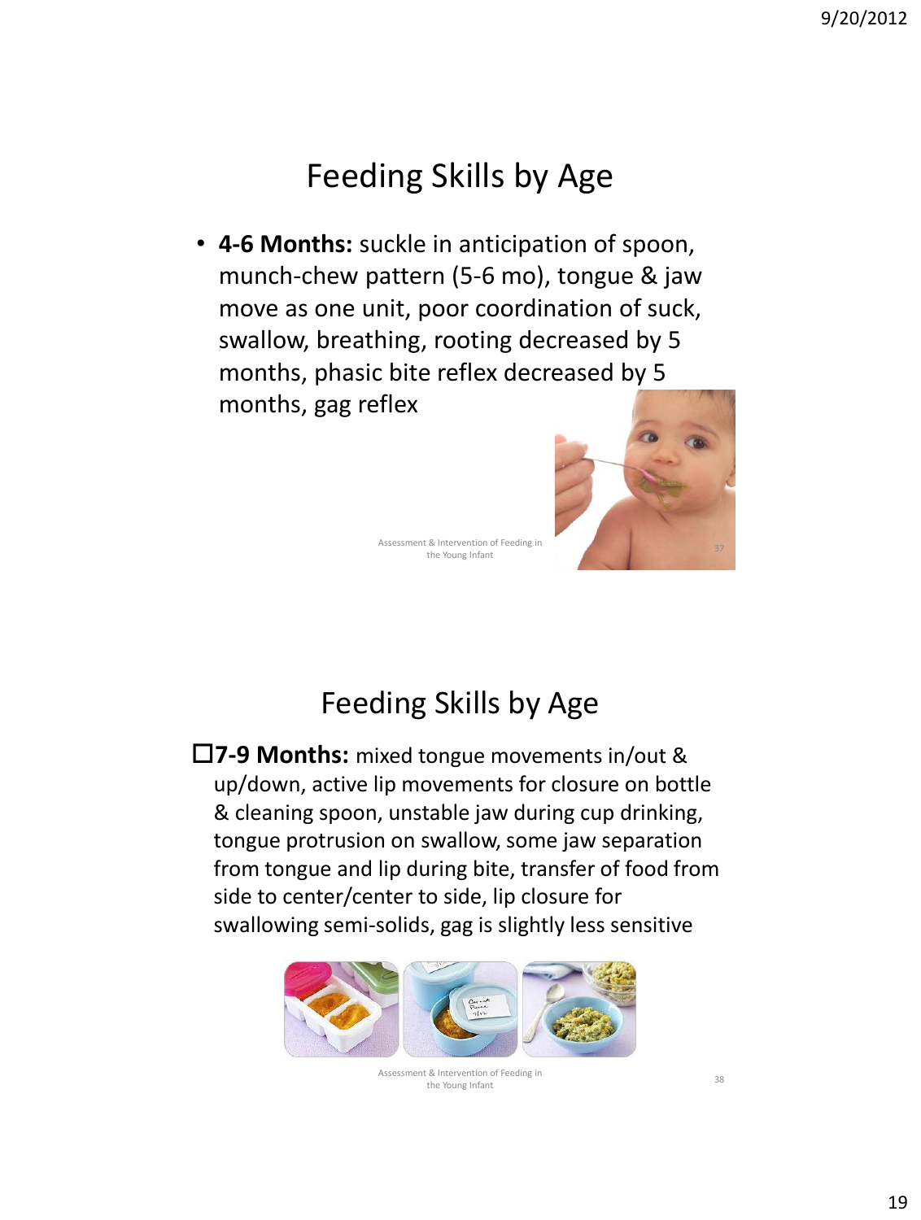## Feeding Skills by Age

- **4-6 Months:** suckle in anticipation of spoon, munch-chew pattern (5-6 mo), tongue & jaw move as one unit, poor coordination of suck, swallow, breathing, rooting decreased by 5 months, phasic bite reflex decreased by 5 months, gag reflex

## Feeding Skills by Age

- **7-9 Months:** mixed tongue movements in/out & up/down, active lip movements for closure on bottle & cleaning spoon, unstable jaw during cup drinking, tongue protrusion on swallow, some jaw separation from tongue and lip during bite, transfer of food from side to center/center to side, lip closure for swallowing semi-solids, gag is slightly less sensitive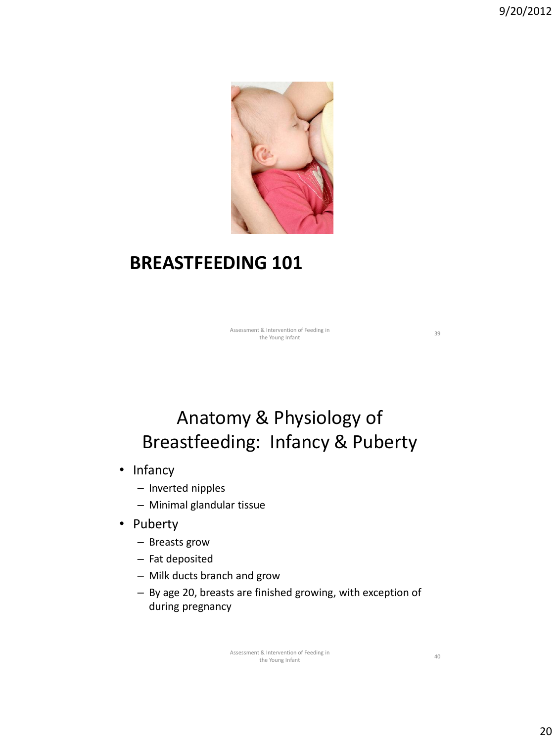## BREASTFEEDING 101

## Anatomy & Physiology of Breastfeeding: Infancy & Puberty

- Infancy
  - Inverted nipples
  - Minimal glandular tissue
- Puberty
  - Breasts grow
  - Fat deposited
  - Milk ducts branch and grow
  - By age 20, breasts are finished growing, with exception of during pregnancy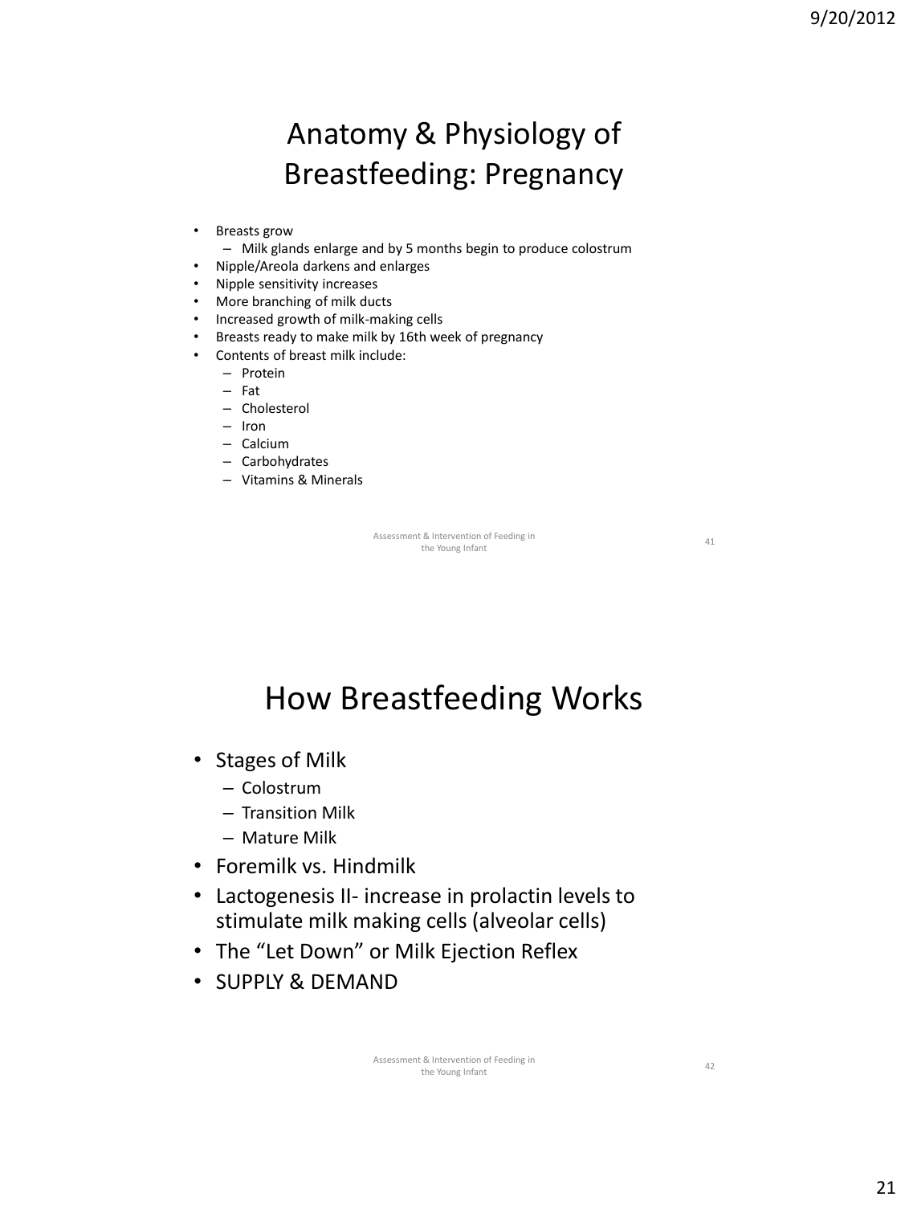## Anatomy & Physiology of Breastfeeding: Pregnancy

- Breasts grow
  - Milk glands enlarge and by 5 months begin to produce colostrum
- Nipple/Areola darkens and enlarges
- Nipple sensitivity increases
- More branching of milk ducts
- Increased growth of milk-making cells
- Breasts ready to make milk by 16th week of pregnancy
- Contents of breast milk include:
  - Protein
  - Fat
  - Cholesterol
  - Iron
  - Calcium
  - Carbohydrates
  - Vitamins & Minerals

## How Breastfeeding Works

- Stages of Milk
  - Colostrum
  - Transition Milk
  - Mature Milk
- Foremilk vs. Hindmilk
- Lactogenesis II- increase in prolactin levels to stimulate milk making cells (alveolar cells)
- The "Let Down" or Milk Ejection Reflex
- SUPPLY & DEMAND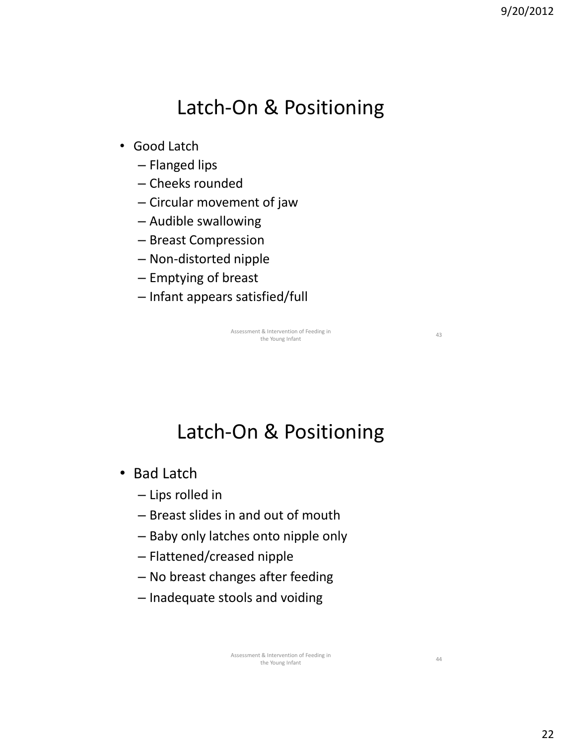## Latch-On & Positioning

- Good Latch
  - Flanged lips
  - Cheeks rounded
  - Circular movement of jaw
  - Audible swallowing
  - Breast Compression
  - Non-distorted nipple
  - Emptying of breast
  - Infant appears satisfied/full

## Latch-On & Positioning

- Bad Latch
  - Lips rolled in
  - Breast slides in and out of mouth
  - Baby only latches onto nipple only
  - Flattened/creased nipple
  - No breast changes after feeding
  - Inadequate stools and voiding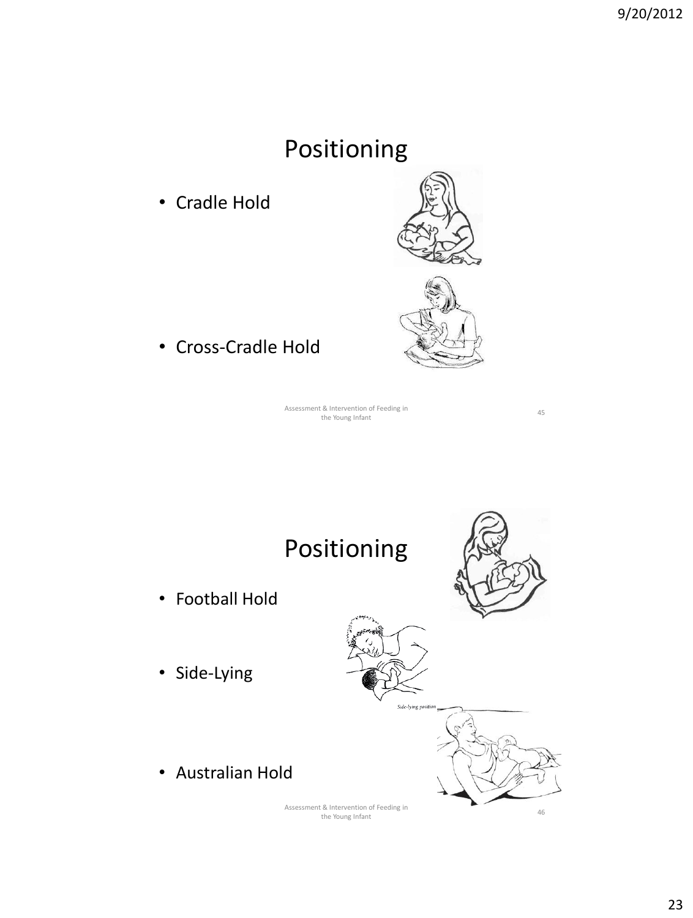## Positioning

- Cradle Hold
- Cross-Cradle Hold

## Positioning

- Football Hold
- Side-Lying
- Australian Hold

*Side-lying position*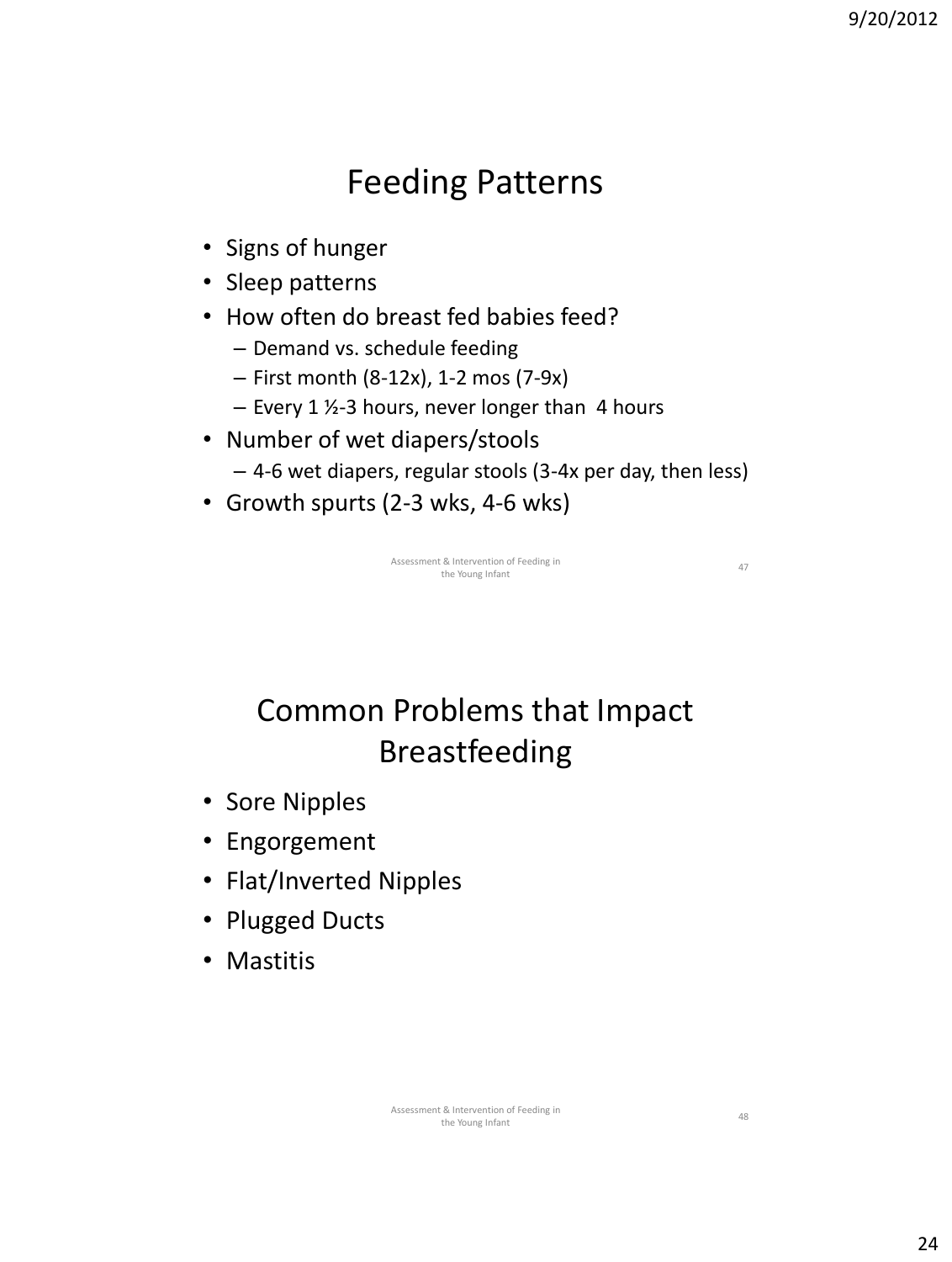## Feeding Patterns

- Signs of hunger
- Sleep patterns
- How often do breast fed babies feed?
  - Demand vs. schedule feeding
  - First month (8-12x), 1-2 mos (7-9x)
  - Every 1 ½-3 hours, never longer than 4 hours
- Number of wet diapers/stools
  - 4-6 wet diapers, regular stools (3-4x per day, then less)
- Growth spurts (2-3 wks, 4-6 wks)

## Common Problems that Impact Breastfeeding

- Sore Nipples
- Engorgement
- Flat/Inverted Nipples
- Plugged Ducts
- Mastitis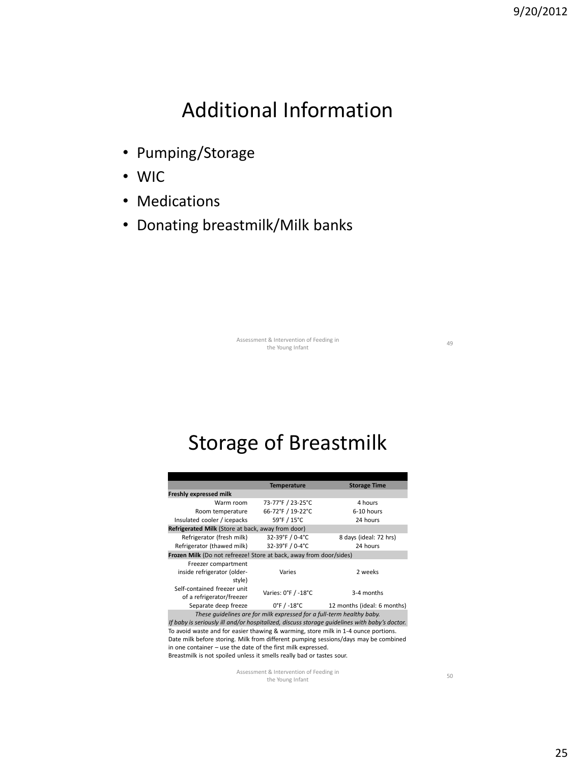# Additional Information

- Pumping/Storage
- WIC
- Medications
- Donating breastmilk/Milk banks

# Storage of Breastmilk

| | Temperature | Storage Time |
|---|---|---|
| **Freshly expressed milk** | | |
| Warm room | 73-77°F / 23-25°C | 4 hours |
| Room temperature | 66-72°F / 19-22°C | 6-10 hours |
| Insulated cooler / icepacks | 59°F / 15°C | 24 hours |
| **Refrigerated Milk** (Store at back, away from door) | | |
| Refrigerator (fresh milk) | 32-39°F / 0-4°C | 8 days (ideal: 72 hrs) |
| Refrigerator (thawed milk) | 32-39°F / 0-4°C | 24 hours |
| **Frozen Milk** (Do not refreeze! Store at back, away from door/sides) | | |
| Freezer compartment inside refrigerator (older-style) | Varies | 2 weeks |
| Self-contained freezer unit of a refrigerator/freezer | Varies: 0°F / -18°C | 3-4 months |
| Separate deep freeze | 0°F / -18°C | 12 months (ideal: 6 months) |

*These guidelines are for milk expressed for a full-term healthy baby.*
*If baby is seriously ill and/or hospitalized, discuss storage guidelines with baby's doctor.*

To avoid waste and for easier thawing & warming, store milk in 1-4 ounce portions.
Date milk before storing. Milk from different pumping sessions/days may be combined in one container – use the date of the first milk expressed.
Breastmilk is not spoiled unless it smells really bad or tastes sour.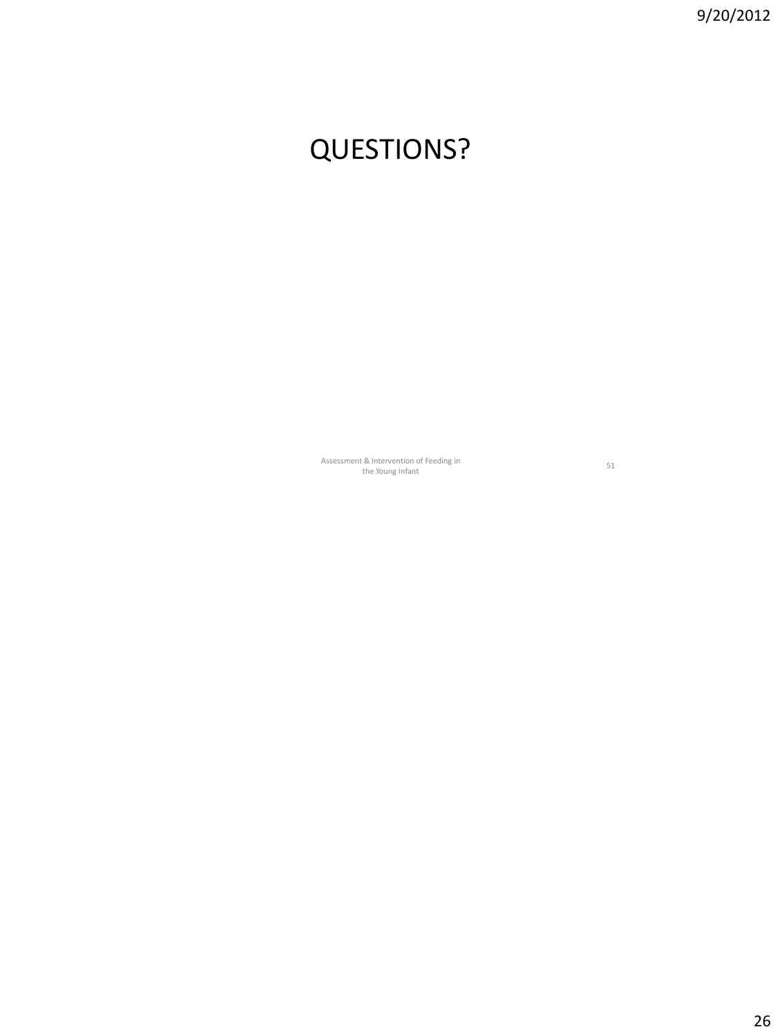# QUESTIONS?